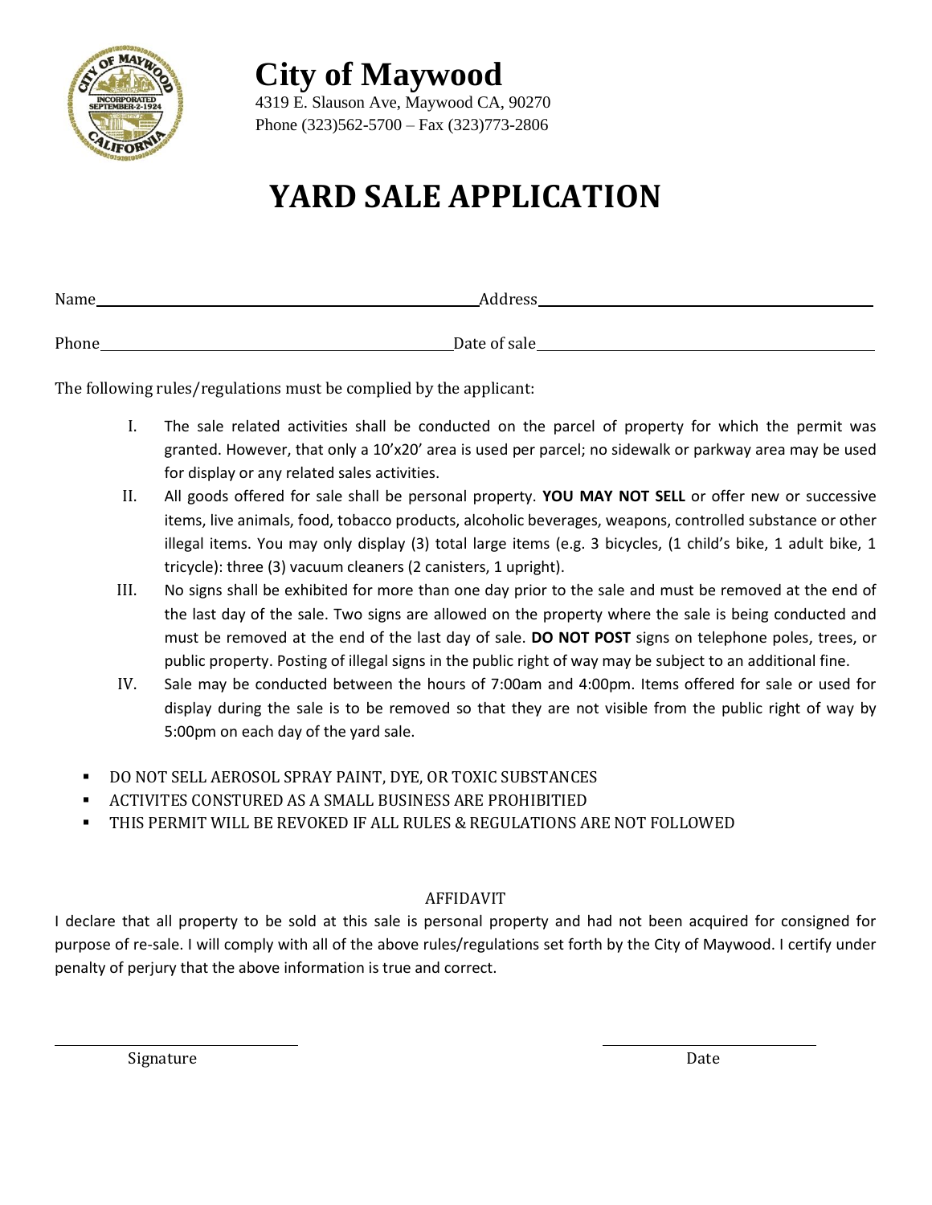# City of Maywood

4319 E. Slauson Ave, Maywood CA, 90270
Phone (323)562-5700 – Fax (323)773-2806

# YARD SALE APPLICATION

Name\_\_\_\_\_\_\_\_\_\_\_\_\_\_\_\_\_\_\_\_\_\_\_\_\_\_\_\_\_\_\_\_\_\_\_\_\_\_\_\_ Address\_\_\_\_\_\_\_\_\_\_\_\_\_\_\_\_\_\_\_\_\_\_\_\_\_\_\_\_\_\_\_\_\_\_\_\_\_\_\_\_

Phone\_\_\_\_\_\_\_\_\_\_\_\_\_\_\_\_\_\_\_\_\_\_\_\_\_\_\_\_\_\_\_\_\_\_\_\_\_\_\_\_ Date of sale\_\_\_\_\_\_\_\_\_\_\_\_\_\_\_\_\_\_\_\_\_\_\_\_\_\_\_\_\_\_\_\_\_\_\_\_\_\_\_\_

The following rules/regulations must be complied by the applicant:

I. The sale related activities shall be conducted on the parcel of property for which the permit was granted. However, that only a 10'x20' area is used per parcel; no sidewalk or parkway area may be used for display or any related sales activities.

II. All goods offered for sale shall be personal property. **YOU MAY NOT SELL** or offer new or successive items, live animals, food, tobacco products, alcoholic beverages, weapons, controlled substance or other illegal items. You may only display (3) total large items (e.g. 3 bicycles, (1 child's bike, 1 adult bike, 1 tricycle): three (3) vacuum cleaners (2 canisters, 1 upright).

III. No signs shall be exhibited for more than one day prior to the sale and must be removed at the end of the last day of the sale. Two signs are allowed on the property where the sale is being conducted and must be removed at the end of the last day of sale. **DO NOT POST** signs on telephone poles, trees, or public property. Posting of illegal signs in the public right of way may be subject to an additional fine.

IV. Sale may be conducted between the hours of 7:00am and 4:00pm. Items offered for sale or used for display during the sale is to be removed so that they are not visible from the public right of way by 5:00pm on each day of the yard sale.

- DO NOT SELL AEROSOL SPRAY PAINT, DYE, OR TOXIC SUBSTANCES
- ACTIVITES CONSTURED AS A SMALL BUSINESS ARE PROHIBITIED
- THIS PERMIT WILL BE REVOKED IF ALL RULES & REGULATIONS ARE NOT FOLLOWED

AFFIDAVIT

I declare that all property to be sold at this sale is personal property and had not been acquired for consigned for purpose of re-sale. I will comply with all of the above rules/regulations set forth by the City of Maywood. I certify under penalty of perjury that the above information is true and correct.

\_\_\_\_\_\_\_\_\_\_\_\_\_\_\_\_\_\_\_\_\_\_\_\_\_\_\_\_\_\_ \_\_\_\_\_\_\_\_\_\_\_\_\_\_\_\_\_\_\_\_\_\_\_\_\_\_\_\_\_\_
Signature Date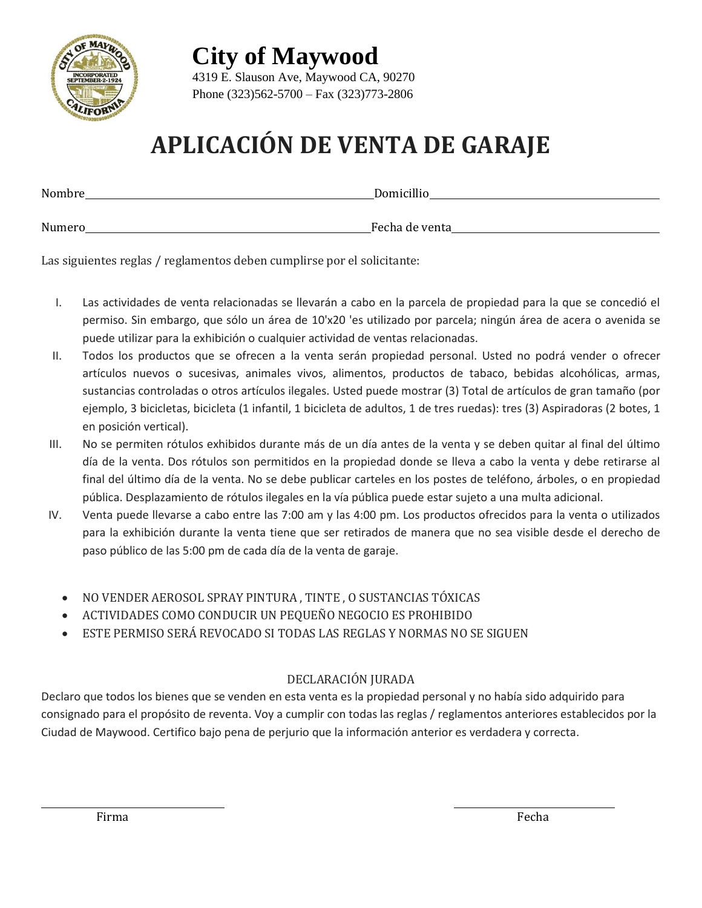# City of Maywood

4319 E. Slauson Ave, Maywood CA, 90270
Phone (323)562-5700 – Fax (323)773-2806

# APLICACIÓN DE VENTA DE GARAJE

Nombre_______________________________ Domicillio_______________________________

Numero_______________________________ Fecha de venta_______________________________

Las siguientes reglas / reglamentos deben cumplirse por el solicitante:

I. Las actividades de venta relacionadas se llevarán a cabo en la parcela de propiedad para la que se concedió el permiso. Sin embargo, que sólo un área de 10'x20 'es utilizado por parcela; ningún área de acera o avenida se puede utilizar para la exhibición o cualquier actividad de ventas relacionadas.

II. Todos los productos que se ofrecen a la venta serán propiedad personal. Usted no podrá vender o ofrecer artículos nuevos o sucesivas, animales vivos, alimentos, productos de tabaco, bebidas alcohólicas, armas, sustancias controladas o otros artículos ilegales. Usted puede mostrar (3) Total de artículos de gran tamaño (por ejemplo, 3 bicicletas, bicicleta (1 infantil, 1 bicicleta de adultos, 1 de tres ruedas): tres (3) Aspiradoras (2 botes, 1 en posición vertical).

III. No se permiten rótulos exhibidos durante más de un día antes de la venta y se deben quitar al final del último día de la venta. Dos rótulos son permitidos en la propiedad donde se lleva a cabo la venta y debe retirarse al final del último día de la venta. No se debe publicar carteles en los postes de teléfono, árboles, o en propiedad pública. Desplazamiento de rótulos ilegales en la vía pública puede estar sujeto a una multa adicional.

IV. Venta puede llevarse a cabo entre las 7:00 am y las 4:00 pm. Los productos ofrecidos para la venta o utilizados para la exhibición durante la venta tiene que ser retirados de manera que no sea visible desde el derecho de paso público de las 5:00 pm de cada día de la venta de garaje.

- NO VENDER AEROSOL SPRAY PINTURA , TINTE , O SUSTANCIAS TÓXICAS
- ACTIVIDADES COMO CONDUCIR UN PEQUEÑO NEGOCIO ES PROHIBIDO
- ESTE PERMISO SERÁ REVOCADO SI TODAS LAS REGLAS Y NORMAS NO SE SIGUEN

DECLARACIÓN JURADA

Declaro que todos los bienes que se venden en esta venta es la propiedad personal y no había sido adquirido para consignado para el propósito de reventa. Voy a cumplir con todas las reglas / reglamentos anteriores establecidos por la Ciudad de Maywood. Certifico bajo pena de perjurio que la información anterior es verdadera y correcta.

_______________________________ _______________________________
Firma Fecha